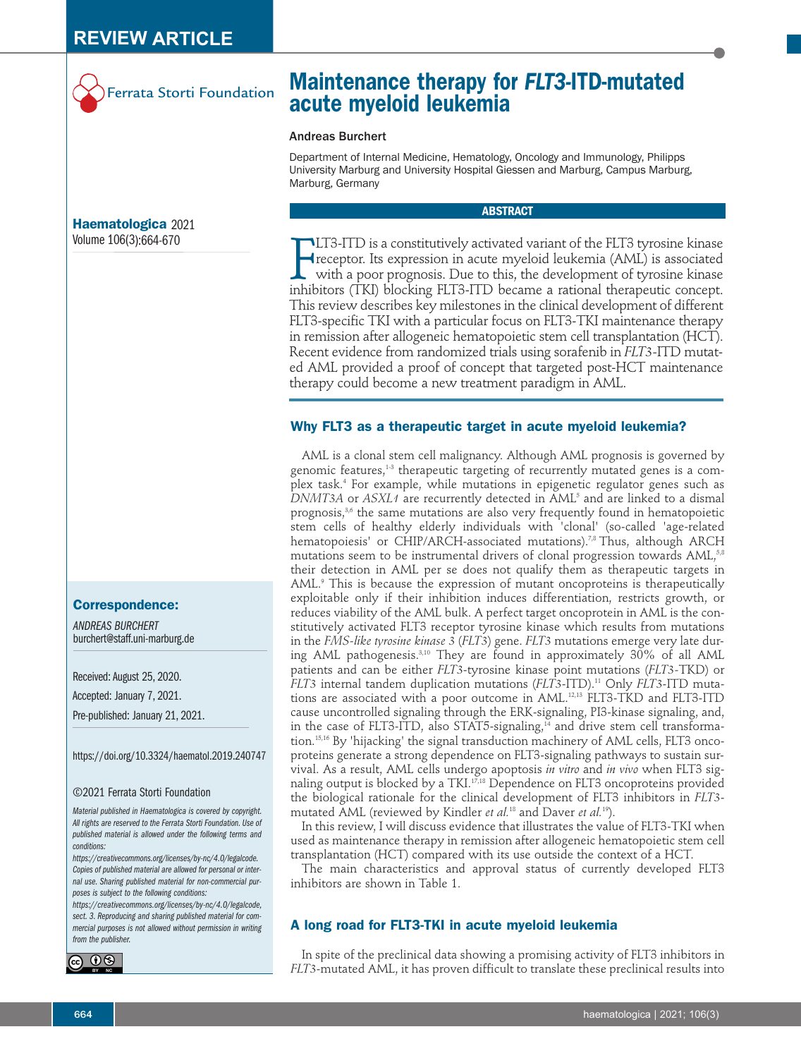REVIEW ARTICLE

Ferrata Storti Foundation

# Maintenance therapy for *FLT3*-ITD-mutated acute myeloid leukemia

Andreas Burchert

Department of Internal Medicine, Hematology, Oncology and Immunology, Philipps University Marburg and University Hospital Giessen and Marburg, Campus Marburg, Marburg, Germany

**Haematologica** 2021
Volume 106(3):664-670

**Correspondence:**

*ANDREAS BURCHERT*
burchert@staff.uni-marburg.de

Received: August 25, 2020.
Accepted: January 7, 2021.
Pre-published: January 21, 2021.

https://doi.org/10.3324/haematol.2019.240747

©2021 Ferrata Storti Foundation

*Material published in Haematologica is covered by copyright. All rights are reserved to the Ferrata Storti Foundation. Use of published material is allowed under the following terms and conditions: https://creativecommons.org/licenses/by-nc/4.0/legalcode. Copies of published material are allowed for personal or internal use. Sharing published material for non-commercial purposes is subject to the following conditions: https://creativecommons.org/licenses/by-nc/4.0/legalcode, sect. 3. Reproducing and sharing published material for commercial purposes is not allowed without permission in writing from the publisher.*

## ABSTRACT

FLT3-ITD is a constitutively activated variant of the FLT3 tyrosine kinase receptor. Its expression in acute myeloid leukemia (AML) is associated with a poor prognosis. Due to this, the development of tyrosine kinase inhibitors (TKI) blocking FLT3-ITD became a rational therapeutic concept. This review describes key milestones in the clinical development of different FLT3-specific TKI with a particular focus on FLT3-TKI maintenance therapy in remission after allogeneic hematopoietic stem cell transplantation (HCT). Recent evidence from randomized trials using sorafenib in *FLT3*-ITD mutated AML provided a proof of concept that targeted post-HCT maintenance therapy could become a new treatment paradigm in AML.

## Why FLT3 as a therapeutic target in acute myeloid leukemia?

AML is a clonal stem cell malignancy. Although AML prognosis is governed by genomic features,[1-3] therapeutic targeting of recurrently mutated genes is a complex task.[4] For example, while mutations in epigenetic regulator genes such as *DNMT3A* or *ASXL1* are recurrently detected in AML[5] and are linked to a dismal prognosis,[3,6] the same mutations are also very frequently found in hematopoietic stem cells of healthy elderly individuals with 'clonal' (so-called 'age-related hematopoiesis' or CHIP/ARCH-associated mutations).[7,8] Thus, although ARCH mutations seem to be instrumental drivers of clonal progression towards AML,[5,8] their detection in AML per se does not qualify them as therapeutic targets in AML.[9] This is because the expression of mutant oncoproteins is therapeutically exploitable only if their inhibition induces differentiation, restricts growth, or reduces viability of the AML bulk. A perfect target oncoprotein in AML is the constitutively activated FLT3 receptor tyrosine kinase which results from mutations in the *FMS-like tyrosine kinase 3* (*FLT3*) gene. *FLT3* mutations emerge very late during AML pathogenesis.[3,10] They are found in approximately 30% of all AML patients and can be either *FLT3*-tyrosine kinase point mutations (*FLT3*-TKD) or *FLT3* internal tandem duplication mutations (*FLT3*-ITD).[11] Only *FLT3*-ITD mutations are associated with a poor outcome in AML.[12,13] FLT3-TKD and FLT3-ITD cause uncontrolled signaling through the ERK-signaling, PI3-kinase signaling, and, in the case of FLT3-ITD, also STAT5-signaling,[14] and drive stem cell transformation.[15,16] By 'hijacking' the signal transduction machinery of AML cells, FLT3 oncoproteins generate a strong dependence on FLT3-signaling pathways to sustain survival. As a result, AML cells undergo apoptosis *in vitro* and *in vivo* when FLT3 signaling output is blocked by a TKI.[17,18] Dependence on FLT3 oncoproteins provided the biological rationale for the clinical development of FLT3 inhibitors in *FLT3*-mutated AML (reviewed by Kindler *et al.*[18] and Daver *et al.*[19]).

In this review, I will discuss evidence that illustrates the value of FLT3-TKI when used as maintenance therapy in remission after allogeneic hematopoietic stem cell transplantation (HCT) compared with its use outside the context of a HCT.

The main characteristics and approval status of currently developed FLT3 inhibitors are shown in Table 1.

## A long road for FLT3-TKI in acute myeloid leukemia

In spite of the preclinical data showing a promising activity of FLT3 inhibitors in *FLT3*-mutated AML, it has proven difficult to translate these preclinical results into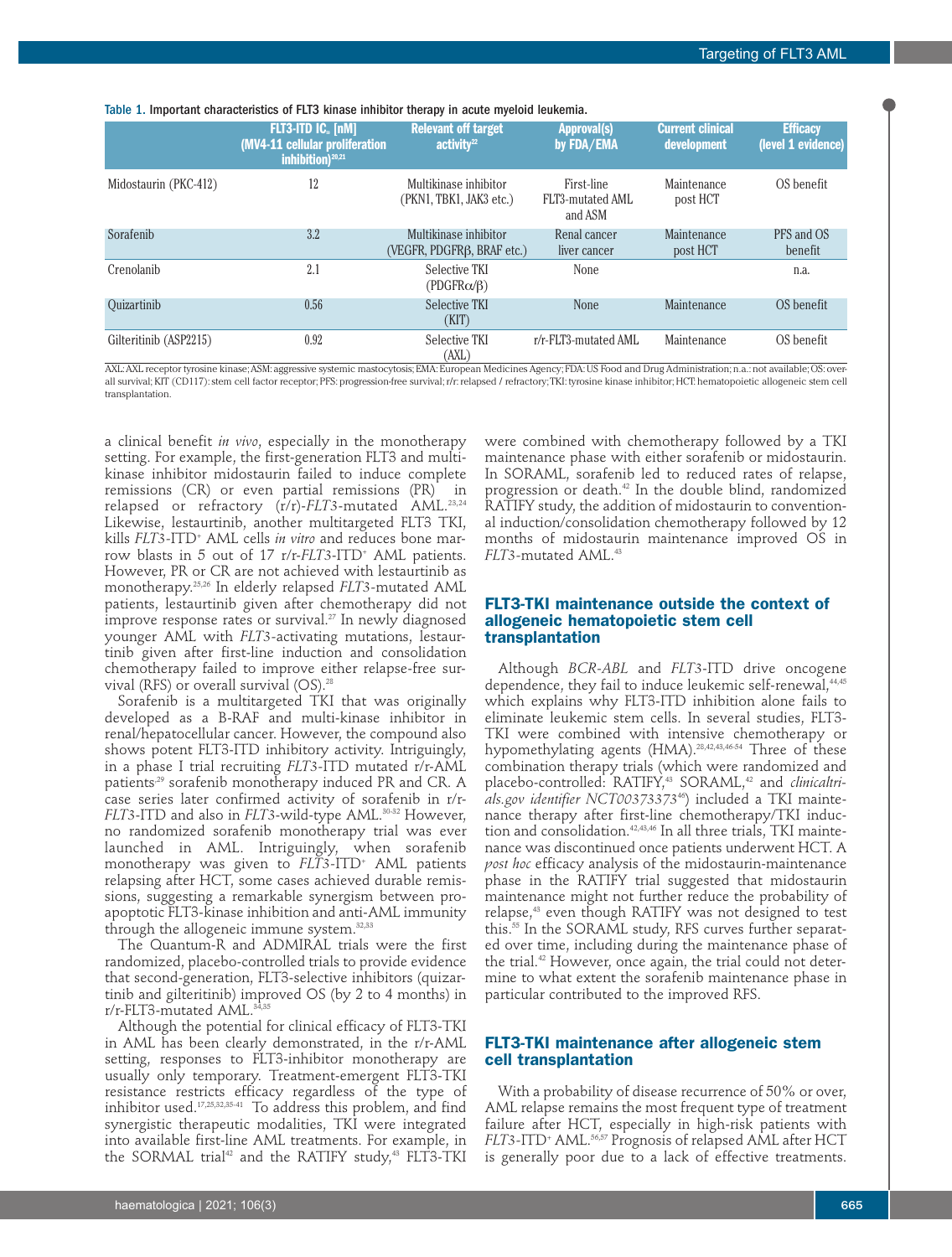Table 1. Important characteristics of FLT3 kinase inhibitor therapy in acute myeloid leukemia.

| | FLT3-ITD $IC_{50}$ [nM] (MV4-11 cellular proliferation inhibition)[20,21] | Relevant off target activity[22] | Approval(s) by FDA/EMA | Current clinical development | Efficacy (level 1 evidence) |
|---|---|---|---|---|---|
| Midostaurin (PKC-412) | 12 | Multikinase inhibitor (PKN1, TBK1, JAK3 etc.) | First-line FLT3-mutated AML and ASM | Maintenance post HCT | OS benefit |
| Sorafenib | 3.2 | Multikinase inhibitor (VEGFR, PDGFRβ, BRAF etc.) | Renal cancer liver cancer | Maintenance post HCT | PFS and OS benefit |
| Crenolanib | 2.1 | Selective TKI (PDGFRα/β) | None | | n.a. |
| Quizartinib | 0.56 | Selective TKI (KIT) | None | Maintenance | OS benefit |
| Gilteritinib (ASP2215) | 0.92 | Selective TKI (AXL) | r/r-FLT3-mutated AML | Maintenance | OS benefit |

AXL: AXL receptor tyrosine kinase; ASM: aggressive systemic mastocytosis; EMA: European Medicines Agency; FDA: US Food and Drug Administration; n.a.: not available; OS: overall survival; KIT (CD117): stem cell factor receptor; PFS: progression-free survival; r/r: relapsed / refractory; TKI: tyrosine kinase inhibitor; HCT: hematopoietic allogeneic stem cell transplantation.

a clinical benefit *in vivo*, especially in the monotherapy setting. For example, the first-generation FLT3 and multikinase inhibitor midostaurin failed to induce complete remissions (CR) or even partial remissions (PR) in relapsed or refractory (r/r)-*FLT3*-mutated AML.[23,24] Likewise, lestaurtinib, another multitargeted FLT3 TKI, kills *FLT3*-ITD⁺ AML cells *in vitro* and reduces bone marrow blasts in 5 out of 17 r/r-*FLT3*-ITD⁺ AML patients. However, PR or CR are not achieved with lestaurtinib as monotherapy.[25,26] In elderly relapsed *FLT3*-mutated AML patients, lestaurtinib given after chemotherapy did not improve response rates or survival.[27] In newly diagnosed younger AML with *FLT3*-activating mutations, lestaurtinib given after first-line induction and consolidation chemotherapy failed to improve either relapse-free survival (RFS) or overall survival (OS).[28]

Sorafenib is a multitargeted TKI that was originally developed as a B-RAF and multi-kinase inhibitor in renal/hepatocellular cancer. However, the compound also shows potent FLT3-ITD inhibitory activity. Intriguingly, in a phase I trial recruiting *FLT3*-ITD mutated r/r-AML patients[29] sorafenib monotherapy induced PR and CR. A case series later confirmed activity of sorafenib in r/r-*FLT3*-ITD and also in *FLT3*-wild-type AML.[30-32] However, no randomized sorafenib monotherapy trial was ever launched in AML. Intriguingly, when sorafenib monotherapy was given to *FLT3*-ITD⁺ AML patients relapsing after HCT, some cases achieved durable remissions, suggesting a remarkable synergism between pro-apoptotic FLT3-kinase inhibition and anti-AML immunity through the allogeneic immune system.[32,33]

The Quantum-R and ADMIRAL trials were the first randomized, placebo-controlled trials to provide evidence that second-generation, FLT3-selective inhibitors (quizartinib and gilteritinib) improved OS (by 2 to 4 months) in r/r-FLT3-mutated AML.[34,35]

Although the potential for clinical efficacy of FLT3-TKI in AML has been clearly demonstrated, in the r/r-AML setting, responses to FLT3-inhibitor monotherapy are usually only temporary. Treatment-emergent FLT3-TKI resistance restricts efficacy regardless of the type of inhibitor used.[17,25,32,35-41] To address this problem, and find synergistic therapeutic modalities, TKI were integrated into available first-line AML treatments. For example, in the SORMAL trial[42] and the RATIFY study,[43] FLT3-TKI were combined with chemotherapy followed by a TKI maintenance phase with either sorafenib or midostaurin. In SORAML, sorafenib led to reduced rates of relapse, progression or death.[42] In the double blind, randomized RATIFY study, the addition of midostaurin to conventional induction/consolidation chemotherapy followed by 12 months of midostaurin maintenance improved OS in *FLT3*-mutated AML.[43]

## FLT3-TKI maintenance outside the context of allogeneic hematopoietic stem cell transplantation

Although *BCR-ABL* and *FLT3*-ITD drive oncogene dependence, they fail to induce leukemic self-renewal,[44,45] which explains why FLT3-ITD inhibition alone fails to eliminate leukemic stem cells. In several studies, FLT3-TKI were combined with intensive chemotherapy or hypomethylating agents (HMA).[28,42,43,46-54] Three of these combination therapy trials (which were randomized and placebo-controlled: RATIFY,[43] SORAML,[42] and *clinicaltrials.gov identifier NCT00373373*[46]) included a TKI maintenance therapy after first-line chemotherapy/TKI induction and consolidation.[42,43,46] In all three trials, TKI maintenance was discontinued once patients underwent HCT. A *post hoc* efficacy analysis of the midostaurin-maintenance phase in the RATIFY trial suggested that midostaurin maintenance might not further reduce the probability of relapse,[43] even though RATIFY was not designed to test this.[55] In the SORAML study, RFS curves further separated over time, including during the maintenance phase of the trial.[42] However, once again, the trial could not determine to what extent the sorafenib maintenance phase in particular contributed to the improved RFS.

## FLT3-TKI maintenance after allogeneic stem cell transplantation

With a probability of disease recurrence of 50% or over, AML relapse remains the most frequent type of treatment failure after HCT, especially in high-risk patients with *FLT3*-ITD⁺ AML.[56,57] Prognosis of relapsed AML after HCT is generally poor due to a lack of effective treatments.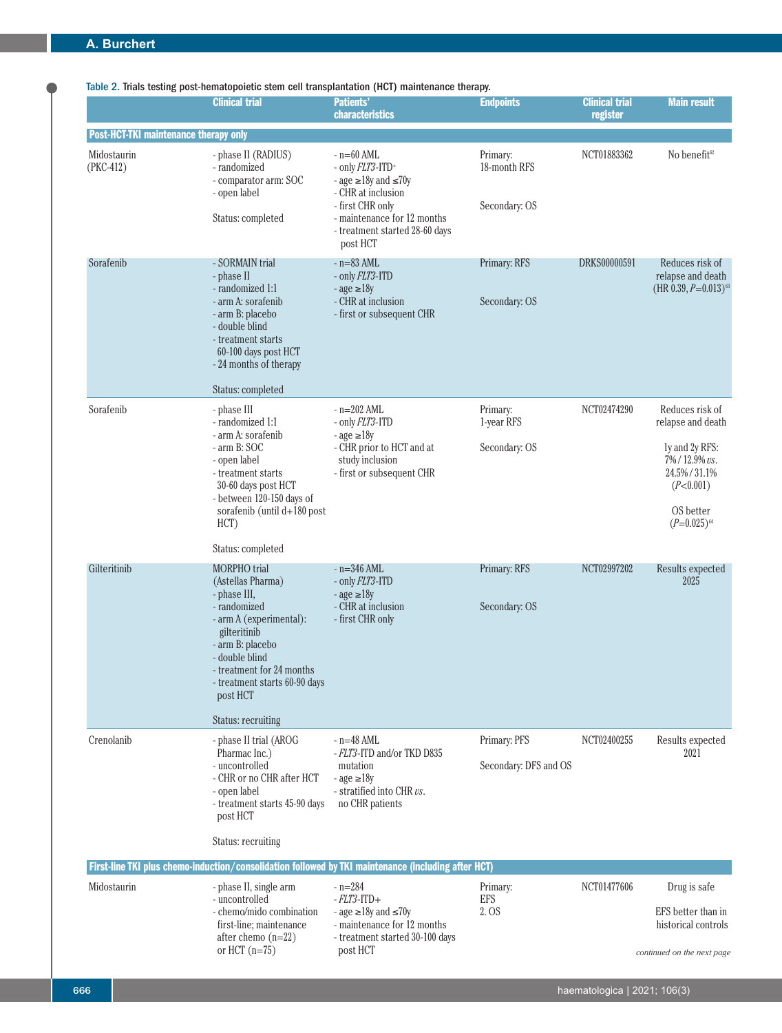Table 2. Trials testing post-hematopoietic stem cell transplantation (HCT) maintenance therapy.

| | Clinical trial | Patients' characteristics | Endpoints | Clinical trial register | Main result |
|---|---|---|---|---|---|
| **Post-HCT-TKI maintenance therapy only** | | | | | |
| Midostaurin (PKC-412) | - phase II (RADIUS)<br>- randomized<br>- comparator arm: SOC<br>- open label<br><br>Status: completed | - n=60 AML<br>- only *FLT3*-ITD+<br>- age ≥18y and ≤70y<br>- CHR at inclusion<br>- first CHR only<br>- maintenance for 12 months<br>- treatment started 28-60 days post HCT | Primary: 18-month RFS<br><br>Secondary: OS | NCT01883362 | No benefit[62] |
| Sorafenib | - SORMAIN trial<br>- phase II<br>- randomized 1:1<br>- arm A: sorafenib<br>- arm B: placebo<br>- double blind<br>- treatment starts 60-100 days post HCT<br>- 24 months of therapy<br><br>Status: completed | - n=83 AML<br>- only *FLT3*-ITD<br>- age ≥18y<br>- CHR at inclusion<br>- first or subsequent CHR | Primary: RFS<br><br>Secondary: OS | DRKS00000591 | Reduces risk of relapse and death (HR 0.39, *P*=0.013)[63] |
| Sorafenib | - phase III<br>- randomized 1:1<br>- arm A: sorafenib<br>- arm B: SOC<br>- open label<br>- treatment starts 30-60 days post HCT<br>- between 120-150 days of sorafenib (until d+180 post HCT)<br><br>Status: completed | - n=202 AML<br>- only *FLT3*-ITD<br>- age ≥18y<br>- CHR prior to HCT and at study inclusion<br>- first or subsequent CHR | Primary: 1-year RFS<br><br>Secondary: OS | NCT02474290 | Reduces risk of relapse and death<br><br>1y and 2y RFS: 7% / 12.9% *vs.* 24.5% / 31.1% (*P*<0.001)<br><br>OS better (*P*=0.025)[64] |
| Gilteritinib | MORPHO trial (Astellas Pharma)<br>- phase III,<br>- randomized<br>- arm A (experimental): gilteritinib<br>- arm B: placebo<br>- double blind<br>- treatment for 24 months<br>- treatment starts 60-90 days post HCT<br><br>Status: recruiting | - n=346 AML<br>- only *FLT3*-ITD<br>- age ≥18y<br>- CHR at inclusion<br>- first CHR only | Primary: RFS<br><br>Secondary: OS | NCT02997202 | Results expected 2025 |
| Crenolanib | - phase II trial (AROG Pharmac Inc.)<br>- uncontrolled<br>- CHR or no CHR after HCT<br>- open label<br>- treatment starts 45-90 days post HCT<br><br>Status: recruiting | - n=48 AML<br>- *FLT3*-ITD and/or TKD D835 mutation<br>- age ≥18y<br>- stratified into CHR *vs.* no CHR patients | Primary: PFS<br><br>Secondary: DFS and OS | NCT02400255 | Results expected 2021 |
| **First-line TKI plus chemo-induction/consolidation followed by TKI maintenance (including after HCT)** | | | | | |
| Midostaurin | - phase II, single arm<br>- uncontrolled<br>- chemo/mido combination first-line; maintenance after chemo (n=22) or HCT (n=75) | - n=284<br>- *FLT3*-ITD+<br>- age ≥18y and ≤70y<br>- maintenance for 12 months<br>- treatment started 30-100 days post HCT | Primary: EFS<br>2. OS | NCT01477606 | Drug is safe<br><br>EFS better than in historical controls |

*continued on the next page*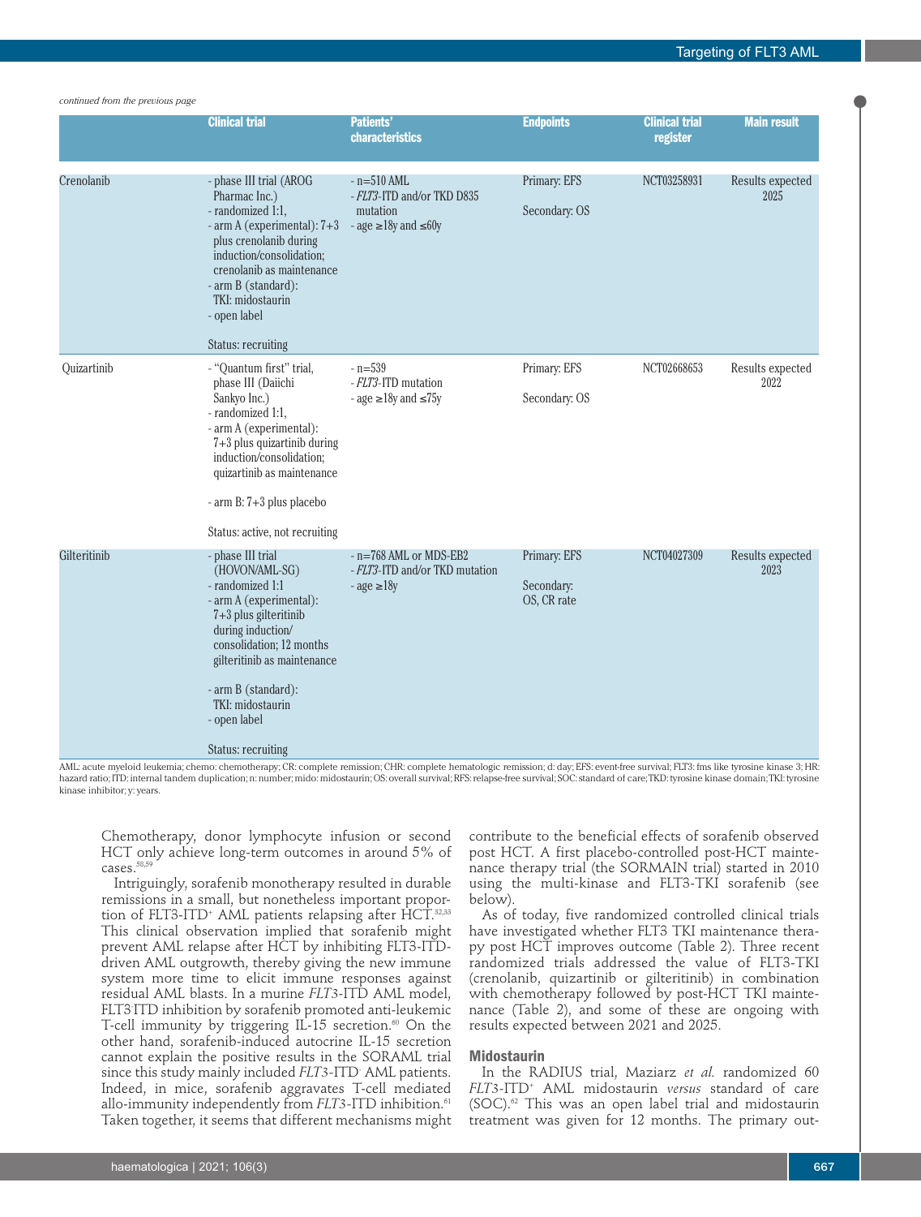*continued from the previous page*

| | Clinical trial | Patients' characteristics | Endpoints | Clinical trial register | Main result |
|---|---|---|---|---|---|
| Crenolanib | - phase III trial (AROG Pharmac Inc.)<br>- randomized 1:1,<br>- arm A (experimental): 7+3 plus crenolanib during induction/consolidation; crenolanib as maintenance<br>- arm B (standard): TKI: midostaurin<br>- open label<br><br>Status: recruiting | - n=510 AML<br>- *FLT3*-ITD and/or TKD D835 mutation<br>- age ≥18y and ≤60y | Primary: EFS<br><br>Secondary: OS | NCT03258931 | Results expected 2025 |
| Quizartinib | - "Quantum first" trial, phase III (Daiichi Sankyo Inc.)<br>- randomized 1:1,<br>- arm A (experimental): 7+3 plus quizartinib during induction/consolidation; quizartinib as maintenance<br><br>- arm B: 7+3 plus placebo<br><br>Status: active, not recruiting | - n=539<br>- *FLT3*-ITD mutation<br>- age ≥18y and ≤75y | Primary: EFS<br><br>Secondary: OS | NCT02668653 | Results expected 2022 |
| Gilteritinib | - phase III trial (HOVON/AML-SG)<br>- randomized 1:1<br>- arm A (experimental): 7+3 plus gilteritinib during induction/ consolidation; 12 months gilteritinib as maintenance<br><br>- arm B (standard): TKI: midostaurin<br>- open label<br><br>Status: recruiting | - n=768 AML or MDS-EB2<br>- *FLT3*-ITD and/or TKD mutation<br>- age ≥18y | Primary: EFS<br><br>Secondary: OS, CR rate | NCT04027309 | Results expected 2023 |

AML: acute myeloid leukemia; chemo: chemotherapy; CR: complete remission; CHR: complete hematologic remission; d: day; EFS: event-free survival; FLT3: fms like tyrosine kinase 3; HR: hazard ratio; ITD: internal tandem duplication; n: number; mido: midostaurin; OS: overall survival; RFS: relapse-free survival; SOC: standard of care; TKD: tyrosine kinase domain; TKI: tyrosine kinase inhibitor; y: years.

Chemotherapy, donor lymphocyte infusion or second HCT only achieve long-term outcomes in around 5% of cases.[58,59]

Intriguingly, sorafenib monotherapy resulted in durable remissions in a small, but nonetheless important proportion of FLT3-ITD⁺ AML patients relapsing after HCT.[32,33] This clinical observation implied that sorafenib might prevent AML relapse after HCT by inhibiting FLT3-ITD-driven AML outgrowth, thereby giving the new immune system more time to elicit immune responses against residual AML blasts. In a murine *FLT3*-ITD AML model, FLT3 ITD inhibition by sorafenib promoted anti-leukemic T-cell immunity by triggering IL-15 secretion.[60] On the other hand, sorafenib-induced autocrine IL-15 secretion cannot explain the positive results in the SORAML trial since this study mainly included *FLT3*-ITD⁻ AML patients. Indeed, in mice, sorafenib aggravates T-cell mediated allo-immunity independently from *FLT3*-ITD inhibition.[61] Taken together, it seems that different mechanisms might contribute to the beneficial effects of sorafenib observed post HCT. A first placebo-controlled post-HCT maintenance therapy trial (the SORMAIN trial) started in 2010 using the multi-kinase and FLT3-TKI sorafenib (see below).

As of today, five randomized controlled clinical trials have investigated whether FLT3 TKI maintenance therapy post HCT improves outcome (Table 2). Three recent randomized trials addressed the value of FLT3-TKI (crenolanib, quizartinib or gilteritinib) in combination with chemotherapy followed by post-HCT TKI maintenance (Table 2), and some of these are ongoing with results expected between 2021 and 2025.

### Midostaurin

In the RADIUS trial, Maziarz *et al.* randomized 60 *FLT3*-ITD⁺ AML midostaurin *versus* standard of care (SOC).[62] This was an open label trial and midostaurin treatment was given for 12 months. The primary out-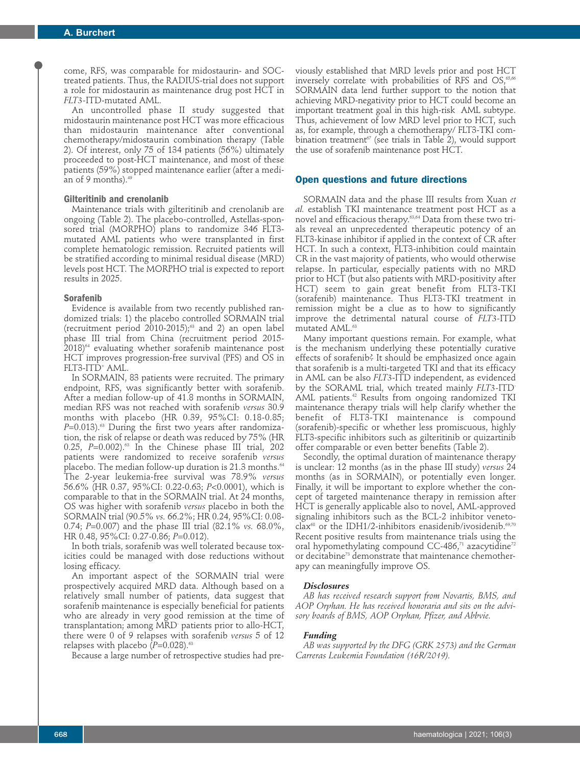come, RFS, was comparable for midostaurin- and SOC-treated patients. Thus, the RADIUS-trial does not support a role for midostaurin as maintenance drug post HCT in *FLT3*-ITD-mutated AML.

An uncontrolled phase II study suggested that midostaurin maintenance post HCT was more efficacious than midostaurin maintenance after conventional chemotherapy/midostaurin combination therapy (Table 2). Of interest, only 75 of 134 patients (56%) ultimately proceeded to post-HCT maintenance, and most of these patients (59%) stopped maintenance earlier (after a median of 9 months).[49]

### Gilteritinib and crenolanib

Maintenance trials with gilteritinib and crenolanib are ongoing (Table 2). The placebo-controlled, Astellas-sponsored trial (MORPHO) plans to randomize 346 FLT3-mutated AML patients who were transplanted in first complete hematologic remission. Recruited patients will be stratified according to minimal residual disease (MRD) levels post HCT. The MORPHO trial is expected to report results in 2025.

### Sorafenib

Evidence is available from two recently published randomized trials: 1) the placebo controlled SORMAIN trial (recruitment period 2010-2015);[63] and 2) an open label phase III trial from China (recruitment period 2015-2018)[64] evaluating whether sorafenib maintenance post HCT improves progression-free survival (PFS) and OS in FLT3-ITD$^+$ AML.

In SORMAIN, 83 patients were recruited. The primary endpoint, RFS, was significantly better with sorafenib. After a median follow-up of 41.8 months in SORMAIN, median RFS was not reached with sorafenib *versus* 30.9 months with placebo (HR 0.39, 95%CI: 0.18-0.85; $P$=0.013).[63] During the first two years after randomization, the risk of relapse or death was reduced by 75% (HR 0.25, $P$=0.002).[63] In the Chinese phase III trial, 202 patients were randomized to receive sorafenib *versus* placebo. The median follow-up duration is 21.3 months.[64] The 2-year leukemia-free survival was 78.9% *versus* 56.6% (HR 0.37, 95%CI: 0.22-0.63; $P$<0.0001), which is comparable to that in the SORMAIN trial. At 24 months, OS was higher with sorafenib *versus* placebo in both the SORMAIN trial (90.5% *vs.* 66.2%; HR 0.24, 95%CI: 0.08-0.74; $P$=0.007) and the phase III trial (82.1% *vs.* 68.0%, HR 0.48, 95%CI: 0.27-0.86; $P$=0.012).

In both trials, sorafenib was well tolerated because toxicities could be managed with dose reductions without losing efficacy.

An important aspect of the SORMAIN trial were prospectively acquired MRD data. Although based on a relatively small number of patients, data suggest that sorafenib maintenance is especially beneficial for patients who are already in very good remission at the time of transplantation; among MRD$^-$ patients prior to allo-HCT, there were 0 of 9 relapses with sorafenib *versus* 5 of 12 relapses with placebo ($P$=0.028).[63]

Because a large number of retrospective studies had previously established that MRD levels prior and post HCT inversely correlate with probabilities of RFS and OS,[65,66] SORMAIN data lend further support to the notion that achieving MRD-negativity prior to HCT could become an important treatment goal in this high-risk AML subtype. Thus, achievement of low MRD level prior to HCT, such as, for example, through a chemotherapy/ FLT3-TKI combination treatment[67] (see trials in Table 2), would support the use of sorafenib maintenance post HCT.

## Open questions and future directions

SORMAIN data and the phase III results from Xuan *et al.* establish TKI maintenance treatment post HCT as a novel and efficacious therapy.[63,64] Data from these two trials reveal an unprecedented therapeutic potency of an FLT3-kinase inhibitor if applied in the context of CR after HCT. In such a context, FLT3-inhibition could maintain CR in the vast majority of patients, who would otherwise relapse. In particular, especially patients with no MRD prior to HCT (but also patients with MRD-positivity after HCT) seem to gain great benefit from FLT3-TKI (sorafenib) maintenance. Thus FLT3-TKI treatment in remission might be a clue as to how to significantly improve the detrimental natural course of *FLT3*-ITD mutated AML.[63]

Many important questions remain. For example, what is the mechanism underlying these potentially curative effects of sorafenib? It should be emphasized once again that sorafenib is a multi-targeted TKI and that its efficacy in AML can be also *FLT3*-ITD independent, as evidenced by the SORAML trial, which treated mainly *FLT3*-ITD$^-$ AML patients.[42] Results from ongoing randomized TKI maintenance therapy trials will help clarify whether the benefit of FLT3-TKI maintenance is compound (sorafenib)-specific or whether less promiscuous, highly FLT3-specific inhibitors such as gilteritinib or quizartinib offer comparable or even better benefits (Table 2).

Secondly, the optimal duration of maintenance therapy is unclear: 12 months (as in the phase III study) *versus* 24 months (as in SORMAIN), or potentially even longer. Finally, it will be important to explore whether the concept of targeted maintenance therapy in remission after HCT is generally applicable also to novel, AML-approved signaling inhibitors such as the BCL-2 inhibitor venetoclax[68] or the IDH1/2-inhibitors enasidenib/ivosidenib.[69,70] Recent positive results from maintenance trials using the oral hypomethylating compound CC-486,[71] azacytidine[72] or decitabine[73] demonstrate that maintenance chemotherapy can meaningfully improve OS.

#### Disclosures

*AB has received research support from Novartis, BMS, and AOP Orphan. He has received honoraria and sits on the advisory boards of BMS, AOP Orphan, Pfizer, and Abbvie.*

#### Funding

*AB was supported by the DFG (GRK 2573) and the German Carreras Leukemia Foundation (16R/2019).*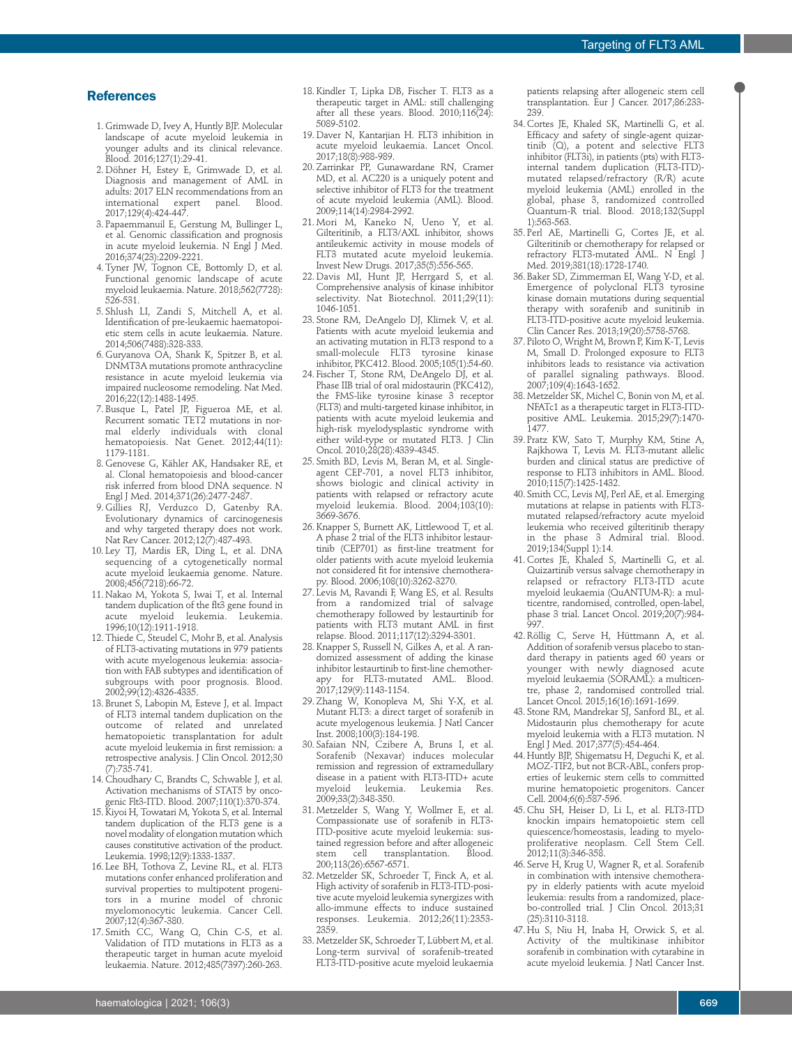## References

1. Grimwade D, Ivey A, Huntly BJP. Molecular landscape of acute myeloid leukemia in younger adults and its clinical relevance. Blood. 2016;127(1):29-41.
2. Döhner H, Estey E, Grimwade D, et al. Diagnosis and management of AML in adults: 2017 ELN recommendations from an international expert panel. Blood. 2017;129(4):424-447.
3. Papaemmanuil E, Gerstung M, Bullinger L, et al. Genomic classification and prognosis in acute myeloid leukemia. N Engl J Med. 2016;374(23):2209-2221.
4. Tyner JW, Tognon CE, Bottomly D, et al. Functional genomic landscape of acute myeloid leukaemia. Nature. 2018;562(7728):526-531.
5. Shlush LI, Zandi S, Mitchell A, et al. Identification of pre-leukaemic haematopoietic stem cells in acute leukaemia. Nature. 2014;506(7488):328-333.
6. Guryanova OA, Shank K, Spitzer B, et al. DNMT3A mutations promote anthracycline resistance in acute myeloid leukemia via impaired nucleosome remodeling. Nat Med. 2016;22(12):1488-1495.
7. Busque L, Patel JP, Figueroa ME, et al. Recurrent somatic TET2 mutations in normal elderly individuals with clonal hematopoiesis. Nat Genet. 2012;44(11):1179-1181.
8. Genovese G, Kähler AK, Handsaker RE, et al. Clonal hematopoiesis and blood-cancer risk inferred from blood DNA sequence. N Engl J Med. 2014;371(26):2477-2487.
9. Gillies RJ, Verduzco D, Gatenby RA. Evolutionary dynamics of carcinogenesis and why targeted therapy does not work. Nat Rev Cancer. 2012;12(7):487-493.
10. Ley TJ, Mardis ER, Ding L, et al. DNA sequencing of a cytogenetically normal acute myeloid leukaemia genome. Nature. 2008;456(7218):66-72.
11. Nakao M, Yokota S, Iwai T, et al. Internal tandem duplication of the flt3 gene found in acute myeloid leukemia. Leukemia. 1996;10(12):1911-1918.
12. Thiede C, Steudel C, Mohr B, et al. Analysis of FLT3-activating mutations in 979 patients with acute myelogenous leukemia: association with FAB subtypes and identification of subgroups with poor prognosis. Blood. 2002;99(12):4326-4335.
13. Brunet S, Labopin M, Esteve J, et al. Impact of FLT3 internal tandem duplication on the outcome of related and unrelated hematopoietic transplantation for adult acute myeloid leukemia in first remission: a retrospective analysis. J Clin Oncol. 2012;30(7):735-741.
14. Choudhary C, Brandts C, Schwable J, et al. Activation mechanisms of STAT5 by oncogenic Flt3-ITD. Blood. 2007;110(1):370-374.
15. Kiyoi H, Towatari M, Yokota S, et al. Internal tandem duplication of the FLT3 gene is a novel modality of elongation mutation which causes constitutive activation of the product. Leukemia. 1998;12(9):1333-1337.
16. Lee BH, Tothova Z, Levine RL, et al. FLT3 mutations confer enhanced proliferation and survival properties to multipotent progenitors in a murine model of chronic myelomonocytic leukemia. Cancer Cell. 2007;12(4):367-380.
17. Smith CC, Wang Q, Chin C-S, et al. Validation of ITD mutations in FLT3 as a therapeutic target in human acute myeloid leukaemia. Nature. 2012;485(7397):260-263.
18. Kindler T, Lipka DB, Fischer T. FLT3 as a therapeutic target in AML: still challenging after all these years. Blood. 2010;116(24):5089-5102.
19. Daver N, Kantarjian H. FLT3 inhibition in acute myeloid leukaemia. Lancet Oncol. 2017;18(8):988-989.
20. Zarrinkar PP, Gunawardane RN, Cramer MD, et al. AC220 is a uniquely potent and selective inhibitor of FLT3 for the treatment of acute myeloid leukemia (AML). Blood. 2009;114(14):2984-2992.
21. Mori M, Kaneko N, Ueno Y, et al. Gilteritinib, a FLT3/AXL inhibitor, shows antileukemic activity in mouse models of FLT3 mutated acute myeloid leukemia. Invest New Drugs. 2017;35(5):556-565.
22. Davis MI, Hunt JP, Herrgard S, et al. Comprehensive analysis of kinase inhibitor selectivity. Nat Biotechnol. 2011;29(11):1046-1051.
23. Stone RM, DeAngelo DJ, Klimek V, et al. Patients with acute myeloid leukemia and an activating mutation in FLT3 respond to a small-molecule FLT3 tyrosine kinase inhibitor, PKC412. Blood. 2005;105(1):54-60.
24. Fischer T, Stone RM, DeAngelo DJ, et al. Phase IIB trial of oral midostaurin (PKC412), the FMS-like tyrosine kinase 3 receptor (FLT3) and multi-targeted kinase inhibitor, in patients with acute myeloid leukemia and high-risk myelodysplastic syndrome with either wild-type or mutated FLT3. J Clin Oncol. 2010;28(28):4339-4345.
25. Smith BD, Levis M, Beran M, et al. Single-agent CEP-701, a novel FLT3 inhibitor, shows biologic and clinical activity in patients with relapsed or refractory acute myeloid leukemia. Blood. 2004;103(10):3669-3676.
26. Knapper S, Burnett AK, Littlewood T, et al. A phase 2 trial of the FLT3 inhibitor lestaurtinib (CEP701) as first-line treatment for older patients with acute myeloid leukemia not considered fit for intensive chemotherapy. Blood. 2006;108(10):3262-3270.
27. Levis M, Ravandi F, Wang ES, et al. Results from a randomized trial of salvage chemotherapy followed by lestaurtinib for patients with FLT3 mutant AML in first relapse. Blood. 2011;117(12):3294-3301.
28. Knapper S, Russell N, Gilkes A, et al. A randomized assessment of adding the kinase inhibitor lestaurtinib to first-line chemotherapy for FLT3-mutated AML. Blood. 2017;129(9):1143-1154.
29. Zhang W, Konopleva M, Shi Y-X, et al. Mutant FLT3: a direct target of sorafenib in acute myelogenous leukemia. J Natl Cancer Inst. 2008;100(3):184-198.
30. Safaian NN, Czibere A, Bruns I, et al. Sorafenib (Nexavar) induces molecular remission and regression of extramedullary disease in a patient with FLT3-ITD+ acute myeloid leukemia. Leukemia Res. 2009;33(2):348-350.
31. Metzelder S, Wang Y, Wollmer E, et al. Compassionate use of sorafenib in FLT3-ITD-positive acute myeloid leukemia: sustained regression before and after allogeneic stem cell transplantation. Blood. 200;113(26):6567-6571.
32. Metzelder SK, Schroeder T, Finck A, et al. High activity of sorafenib in FLT3-ITD-positive acute myeloid leukemia synergizes with allo-immune effects to induce sustained responses. Leukemia. 2012;26(11):2353-2359.
33. Metzelder SK, Schroeder T, Lübbert M, et al. Long-term survival of sorafenib-treated FLT3-ITD-positive acute myeloid leukaemia patients relapsing after allogeneic stem cell transplantation. Eur J Cancer. 2017;86:233-239.
34. Cortes JE, Khaled SK, Martinelli G, et al. Efficacy and safety of single-agent quizartinib (Q), a potent and selective FLT3 inhibitor (FLT3i), in patients (pts) with FLT3-internal tandem duplication (FLT3-ITD)-mutated relapsed/refractory (R/R) acute myeloid leukemia (AML) enrolled in the global, phase 3, randomized controlled Quantum-R trial. Blood. 2018;132(Suppl 1):563-563.
35. Perl AE, Martinelli G, Cortes JE, et al. Gilteritinib or chemotherapy for relapsed or refractory FLT3-mutated AML. N Engl J Med. 2019;381(18):1728-1740.
36. Baker SD, Zimmerman EI, Wang Y-D, et al. Emergence of polyclonal FLT3 tyrosine kinase domain mutations during sequential therapy with sorafenib and sunitinib in FLT3-ITD-positive acute myeloid leukemia. Clin Cancer Res. 2013;19(20):5758-5768.
37. Piloto O, Wright M, Brown P, Kim K-T, Levis M, Small D. Prolonged exposure to FLT3 inhibitors leads to resistance via activation of parallel signaling pathways. Blood. 2007;109(4):1643-1652.
38. Metzelder SK, Michel C, Bonin von M, et al. NFATc1 as a therapeutic target in FLT3-ITD-positive AML. Leukemia. 2015;29(7):1470-1477.
39. Pratz KW, Sato T, Murphy KM, Stine A, Rajkhowa T, Levis M. FLT3-mutant allelic burden and clinical status are predictive of response to FLT3 inhibitors in AML. Blood. 2010;115(7):1425-1432.
40. Smith CC, Levis MJ, Perl AE, et al. Emerging mutations at relapse in patients with FLT3-mutated relapsed/refractory acute myeloid leukemia who received gilteritinib therapy in the phase 3 Admiral trial. Blood. 2019;134(Suppl 1):14.
41. Cortes JE, Khaled S, Martinelli G, et al. Quizartinib versus salvage chemotherapy in relapsed or refractory FLT3-ITD acute myeloid leukaemia (QuANTUM-R): a multicentre, randomised, controlled, open-label, phase 3 trial. Lancet Oncol. 2019;20(7):984-997.
42. Röllig C, Serve H, Hüttmann A, et al. Addition of sorafenib versus placebo to standard therapy in patients aged 60 years or younger with newly diagnosed acute myeloid leukaemia (SORAML): a multicentre, phase 2, randomised controlled trial. Lancet Oncol. 2015;16(16):1691-1699.
43. Stone RM, Mandrekar SJ, Sanford BL, et al. Midostaurin plus chemotherapy for acute myeloid leukemia with a FLT3 mutation. N Engl J Med. 2017;377(5):454-464.
44. Huntly BJP, Shigematsu H, Deguchi K, et al. MOZ-TIF2, but not BCR-ABL, confers properties of leukemic stem cells to committed murine hematopoietic progenitors. Cancer Cell. 2004;6(6):587-596.
45. Chu SH, Heiser D, Li L, et al. FLT3-ITD knockin impairs hematopoietic stem cell quiescence/homeostasis, leading to myeloproliferative neoplasm. Cell Stem Cell. 2012;11(3):346-358.
46. Serve H, Krug U, Wagner R, et al. Sorafenib in combination with intensive chemotherapy in elderly patients with acute myeloid leukemia: results from a randomized, placebo-controlled trial. J Clin Oncol. 2013;31(25):3110-3118.
47. Hu S, Niu H, Inaba H, Orwick S, et al. Activity of the multikinase inhibitor sorafenib in combination with cytarabine in acute myeloid leukemia. J Natl Cancer Inst.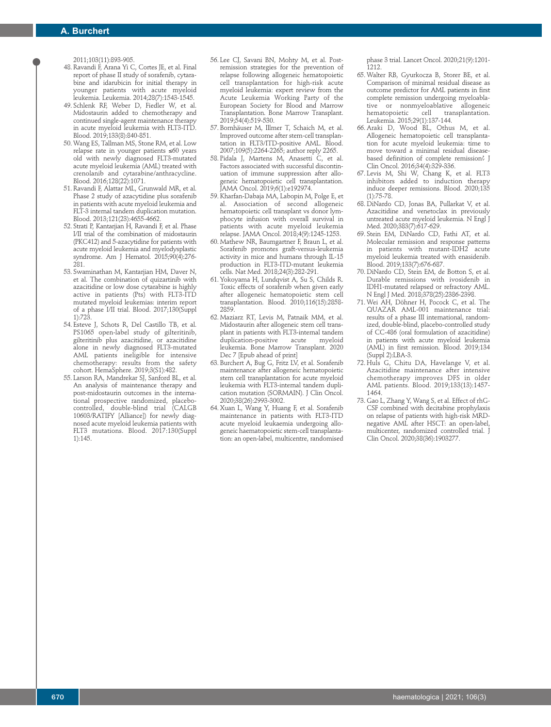2011;103(11):893-905.

48. Ravandi F, Arana Yi C, Cortes JE, et al. Final report of phase II study of sorafenib, cytarabine and idarubicin for initial therapy in younger patients with acute myeloid leukemia. Leukemia. 2014;28(7):1543-1545.
49. Schlenk RF, Weber D, Fiedler W, et al. Midostaurin added to chemotherapy and continued single-agent maintenance therapy in acute myeloid leukemia with FLT3-ITD. Blood. 2019;133(8):840-851.
50. Wang ES, Tallman MS, Stone RM, et al. Low relapse rate in younger patients ≤60 years old with newly diagnosed FLT3-mutated acute myeloid leukemia (AML) treated with crenolanib and cytarabine/anthracycline. Blood. 2016;128(22):1071.
51. Ravandi F, Alattar ML, Grunwald MR, et al. Phase 2 study of azacytidine plus sorafenib in patients with acute myeloid leukemia and FLT-3 internal tandem duplication mutation. Blood. 2013;121(23):4655-4662.
52. Strati P, Kantarjian H, Ravandi F, et al. Phase I/II trial of the combination of midostaurin (PKC412) and 5-azacytidine for patients with acute myeloid leukemia and myelodysplastic syndrome. Am J Hematol. 2015;90(4):276-281.
53. Swaminathan M, Kantarjian HM, Daver N, et al. The combination of quizartinib with azacitidine or low dose cytarabine is highly active in patients (Pts) with FLT3-ITD mutated myeloid leukemias: interim report of a phase I/II trial. Blood. 2017;130(Suppl 1):723.
54. Esteve J, Schots R, Del Castillo TB, et al. PS1065 open-label study of gilteritinib, gilteritinib plus azacitidine, or azacitidine alone in newly diagnosed FLT3-mutated AML patients ineligible for intensive chemotherapy: results from the safety cohort. HemaSphere. 2019;3(S1):482.
55. Larson RA, Mandrekar SJ, Sanford BL, et al. An analysis of maintenance therapy and post-midostaurin outcomes in the international prospective randomized, placebo-controlled, double-blind trial (CALGB 10603/RATIFY [Alliance]) for newly diagnosed acute myeloid leukemia patients with FLT3 mutations. Blood. 2017:130(Suppl 1):145.
56. Lee CJ, Savani BN, Mohty M, et al. Post-remission strategies for the prevention of relapse following allogeneic hematopoietic cell transplantation for high-risk acute myeloid leukemia: expert review from the Acute Leukemia Working Party of the European Society for Blood and Marrow Transplantation. Bone Marrow Transplant. 2019;54(4):519-530.
57. Bornhäuser M, Illmer T, Schaich M, et al. Improved outcome after stem-cell transplantation in FLT3/ITD-positive AML. Blood. 2007;109(5):2264-2265; author reply 2265.
58. Pidala J, Martens M, Anasetti C, et al. Factors associated with successful discontinuation of immune suppression after allogeneic hematopoietic cell transplantation. JAMA Oncol. 2019;6(1):e192974.
59. Kharfan-Dabaja MA, Labopin M, Polge E, et al. Association of second allogeneic hematopoietic cell transplant vs donor lymphocyte infusion with overall survival in patients with acute myeloid leukemia relapse. JAMA Oncol. 2018;4(9):1245-1253.
60. Mathew NR, Baumgartner F, Braun L, et al. Sorafenib promotes graft-versus-leukemia activity in mice and humans through IL-15 production in FLT3-ITD-mutant leukemia cells. Nat Med. 2018;24(3):282-291.
61. Yokoyama H, Lundqvist A, Su S, Childs R. Toxic effects of sorafenib when given early after allogeneic hematopoietic stem cell transplantation. Blood. 2010;116(15):2858-2859.
62. Maziarz RT, Levis M, Patnaik MM, et al. Midostaurin after allogeneic stem cell transplant in patients with FLT3-internal tandem duplication-positive acute myeloid leukemia. Bone Marrow Transplant. 2020 Dec 7 [Epub ahead of print]
63. Burchert A, Bug G, Fritz LV, et al. Sorafenib maintenance after allogeneic hematopoietic stem cell transplantation for acute myeloid leukemia with FLT3-internal tandem duplication mutation (SORMAIN). J Clin Oncol. 2020;38(26):2993-3002.
64. Xuan L, Wang Y, Huang F, et al. Sorafenib maintenance in patients with FLT3-ITD acute myeloid leukaemia undergoing allogeneic haematopoietic stem-cell transplantation: an open-label, multicentre, randomised phase 3 trial. Lancet Oncol. 2020;21(9):1201-1212.
65. Walter RB, Gyurkocza B, Storer BE, et al. Comparison of minimal residual disease as outcome predictor for AML patients in first complete remission undergoing myeloablative or nonmyeloablative allogeneic hematopoietic cell transplantation. Leukemia. 2015;29(1):137-144.
66. Araki D, Wood BL, Othus M, et al. Allogeneic hematopoietic cell transplantation for acute myeloid leukemia: time to move toward a minimal residual disease-based definition of complete remission? J Clin Oncol. 2016;34(4):329-336.
67. Levis M, Shi W, Chang K, et al. FLT3 inhibitors added to induction therapy induce deeper remissions. Blood. 2020;135(1):75-78.
68. DiNardo CD, Jonas BA, Pullarkat V, et al. Azacitidine and venetoclax in previously untreated acute myeloid leukemia. N Engl J Med. 2020;383(7):617-629.
69. Stein EM, DiNardo CD, Fathi AT, et al. Molecular remission and response patterns in patients with mutant-IDH2 acute myeloid leukemia treated with enasidenib. Blood. 2019;133(7):676-687.
70. DiNardo CD, Stein EM, de Botton S, et al. Durable remissions with ivosidenib in IDH1-mutated relapsed or refractory AML. N Engl J Med. 2018;378(25):2386-2398.
71. Wei AH, Döhner H, Pocock C, et al. The QUAZAR AML-001 maintenance trial: results of a phase III international, randomized, double-blind, placebo-controlled study of CC-486 (oral formulation of azacitidine) in patients with acute myeloid leukemia (AML) in first remission. Blood. 2019;134 (Suppl 2):LBA-3.
72. Huls G, Chitu DA, Havelange V, et al. Azacitidine maintenance after intensive chemotherapy improves DFS in older AML patients. Blood. 2019;133(13):1457-1464.
73. Gao L, Zhang Y, Wang S, et al. Effect of rhG-CSF combined with decitabine prophylaxis on relapse of patients with high-risk MRD-negative AML after HSCT: an open-label, multicenter, randomized controlled trial. J Clin Oncol. 2020;38(36):1903277.